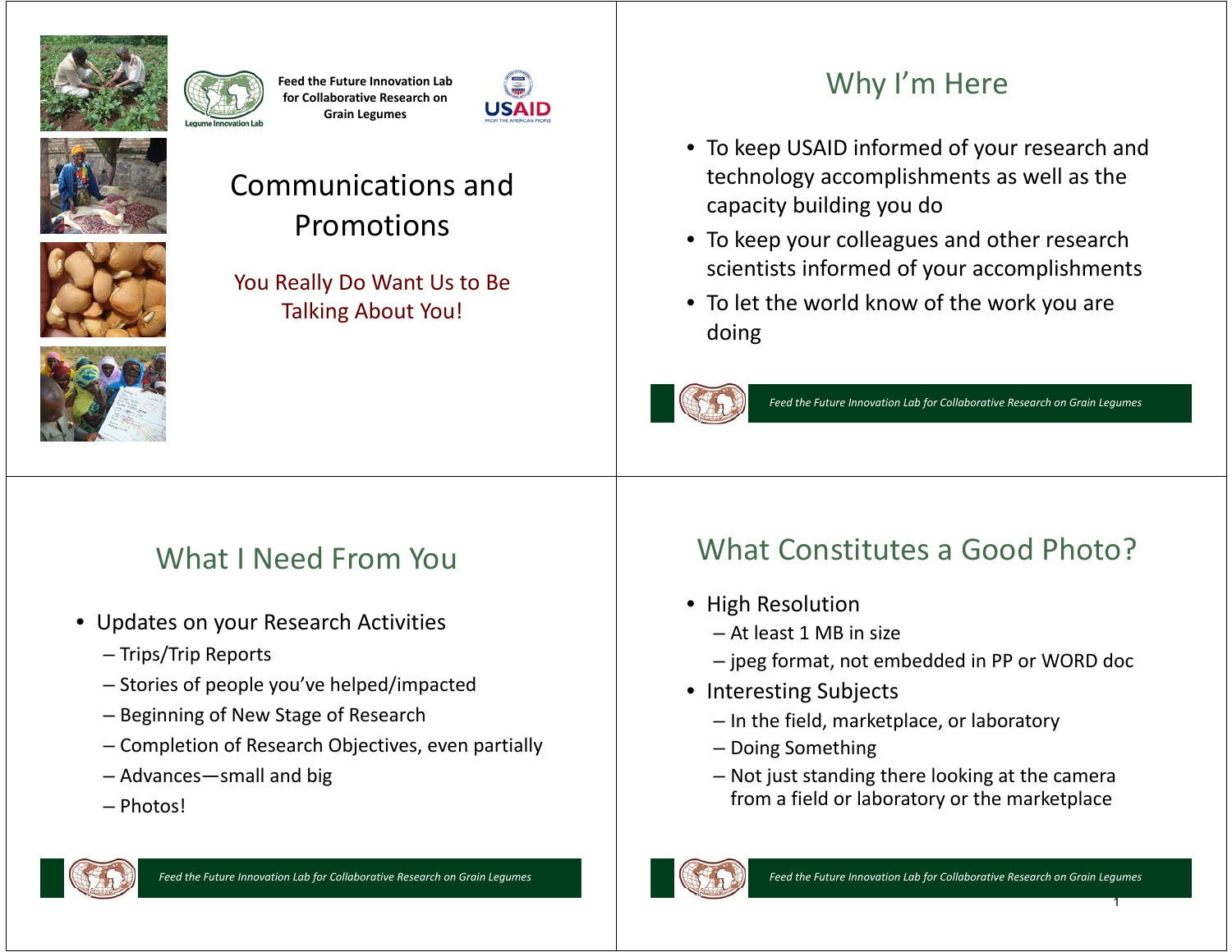Feed the Future Innovation Lab for Collaborative Research on Grain Legumes

# Communications and Promotions

You Really Do Want Us to Be Talking About You!

## Why I'm Here

- To keep USAID informed of your research and technology accomplishments as well as the capacity building you do
- To keep your colleagues and other research scientists informed of your accomplishments
- To let the world know of the work you are doing

## What I Need From You

- Updates on your Research Activities
  - Trips/Trip Reports
  - Stories of people you've helped/impacted
  - Beginning of New Stage of Research
  - Completion of Research Objectives, even partially
  - Advances—small and big
  - Photos!

## What Constitutes a Good Photo?

- High Resolution
  - At least 1 MB in size
  - jpeg format, not embedded in PP or WORD doc
- Interesting Subjects
  - In the field, marketplace, or laboratory
  - Doing Something
  - Not just standing there looking at the camera from a field or laboratory or the marketplace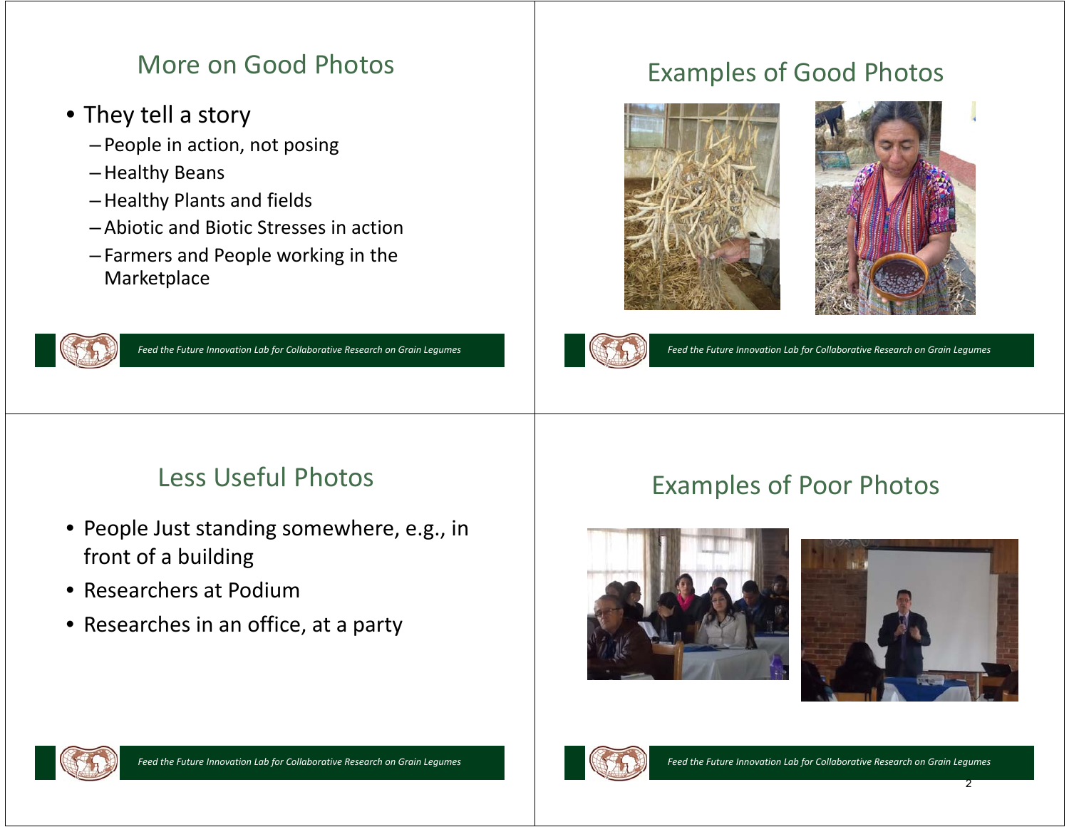## More on Good Photos

- They tell a story
  - People in action, not posing
  - Healthy Beans
  - Healthy Plants and fields
  - Abiotic and Biotic Stresses in action
  - Farmers and People working in the Marketplace

## Examples of Good Photos

## Less Useful Photos

- People Just standing somewhere, e.g., in front of a building
- Researchers at Podium
- Researches in an office, at a party

## Examples of Poor Photos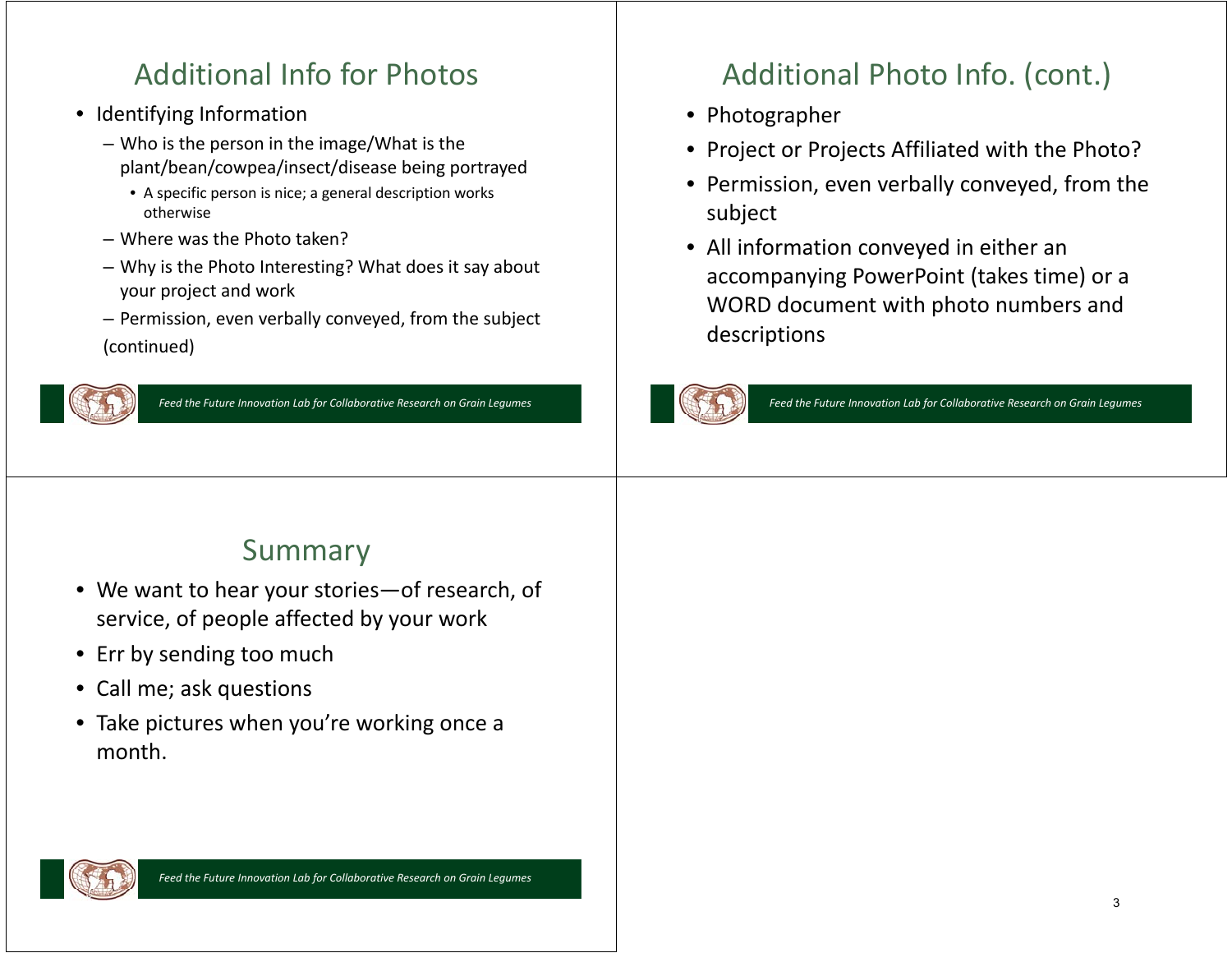## Additional Info for Photos

- Identifying Information
  - Who is the person in the image/What is the plant/bean/cowpea/insect/disease being portrayed
    - A specific person is nice; a general description works otherwise
  - Where was the Photo taken?
  - Why is the Photo Interesting? What does it say about your project and work
  - Permission, even verbally conveyed, from the subject

(continued)

*Feed the Future Innovation Lab for Collaborative Research on Grain Legumes*

## Additional Photo Info. (cont.)

- Photographer
- Project or Projects Affiliated with the Photo?
- Permission, even verbally conveyed, from the subject
- All information conveyed in either an accompanying PowerPoint (takes time) or a WORD document with photo numbers and descriptions

*Feed the Future Innovation Lab for Collaborative Research on Grain Legumes*

## Summary

- We want to hear your stories—of research, of service, of people affected by your work
- Err by sending too much
- Call me; ask questions
- Take pictures when you're working once a month.

*Feed the Future Innovation Lab for Collaborative Research on Grain Legumes*